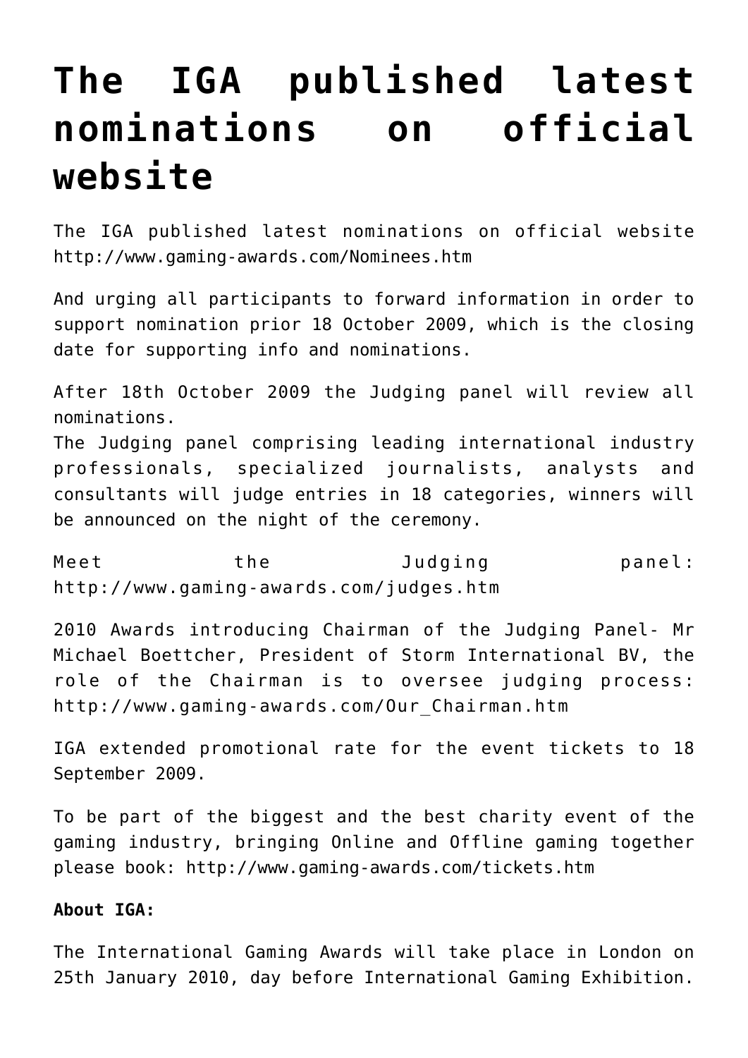# The IGA published latest nominations on official website

The IGA published latest nominations on official website http://www.gaming-awards.com/Nominees.htm

And urging all participants to forward information in order to support nomination prior 18 October 2009, which is the closing date for supporting info and nominations.

After 18th October 2009 the Judging panel will review all nominations.
The Judging panel comprising leading international industry professionals, specialized journalists, analysts and consultants will judge entries in 18 categories, winners will be announced on the night of the ceremony.

Meet the Judging panel: http://www.gaming-awards.com/judges.htm

2010 Awards introducing Chairman of the Judging Panel- Mr Michael Boettcher, President of Storm International BV, the role of the Chairman is to oversee judging process: http://www.gaming-awards.com/Our_Chairman.htm

IGA extended promotional rate for the event tickets to 18 September 2009.

To be part of the biggest and the best charity event of the gaming industry, bringing Online and Offline gaming together please book: http://www.gaming-awards.com/tickets.htm

**About IGA:**

The International Gaming Awards will take place in London on 25th January 2010, day before International Gaming Exhibition.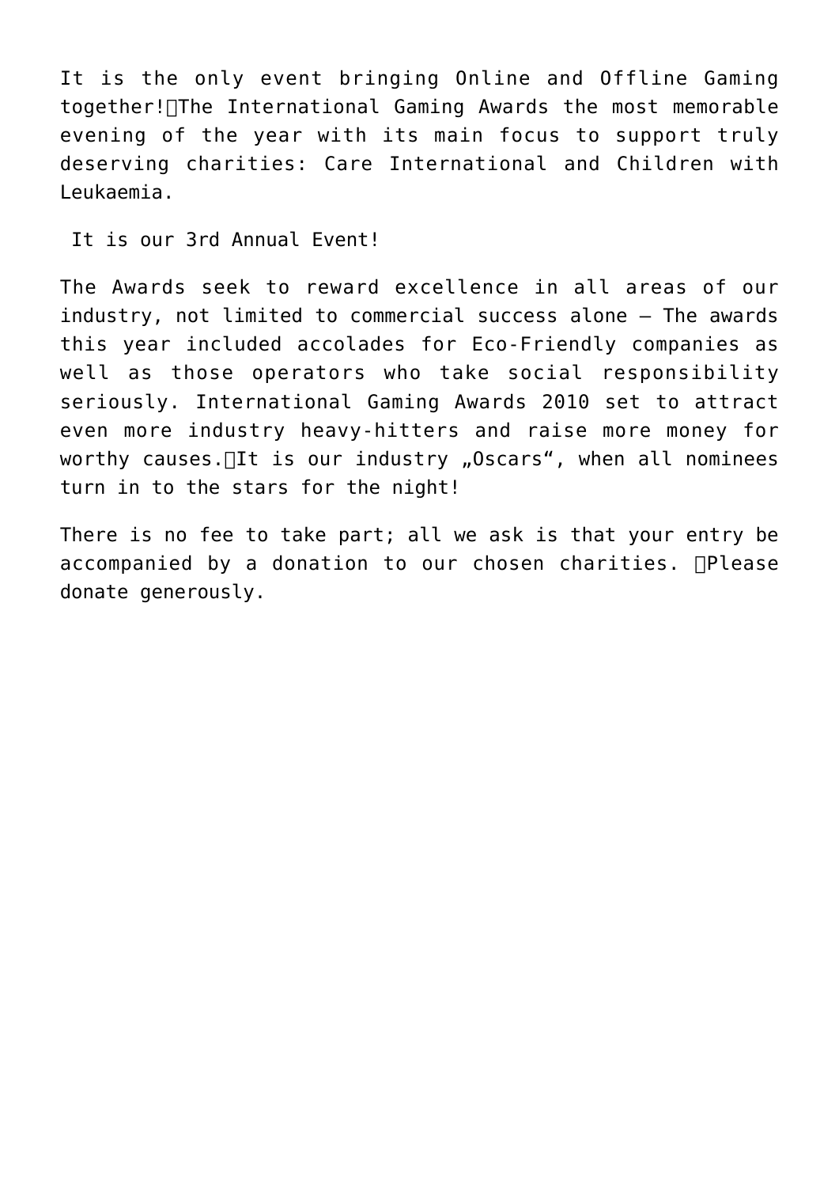It is the only event bringing Online and Offline Gaming together! The International Gaming Awards the most memorable evening of the year with its main focus to support truly deserving charities: Care International and Children with Leukaemia.

It is our 3rd Annual Event!

The Awards seek to reward excellence in all areas of our industry, not limited to commercial success alone – The awards this year included accolades for Eco-Friendly companies as well as those operators who take social responsibility seriously. International Gaming Awards 2010 set to attract even more industry heavy-hitters and raise more money for worthy causes. It is our industry „Oscars", when all nominees turn in to the stars for the night!

There is no fee to take part; all we ask is that your entry be accompanied by a donation to our chosen charities. Please donate generously.